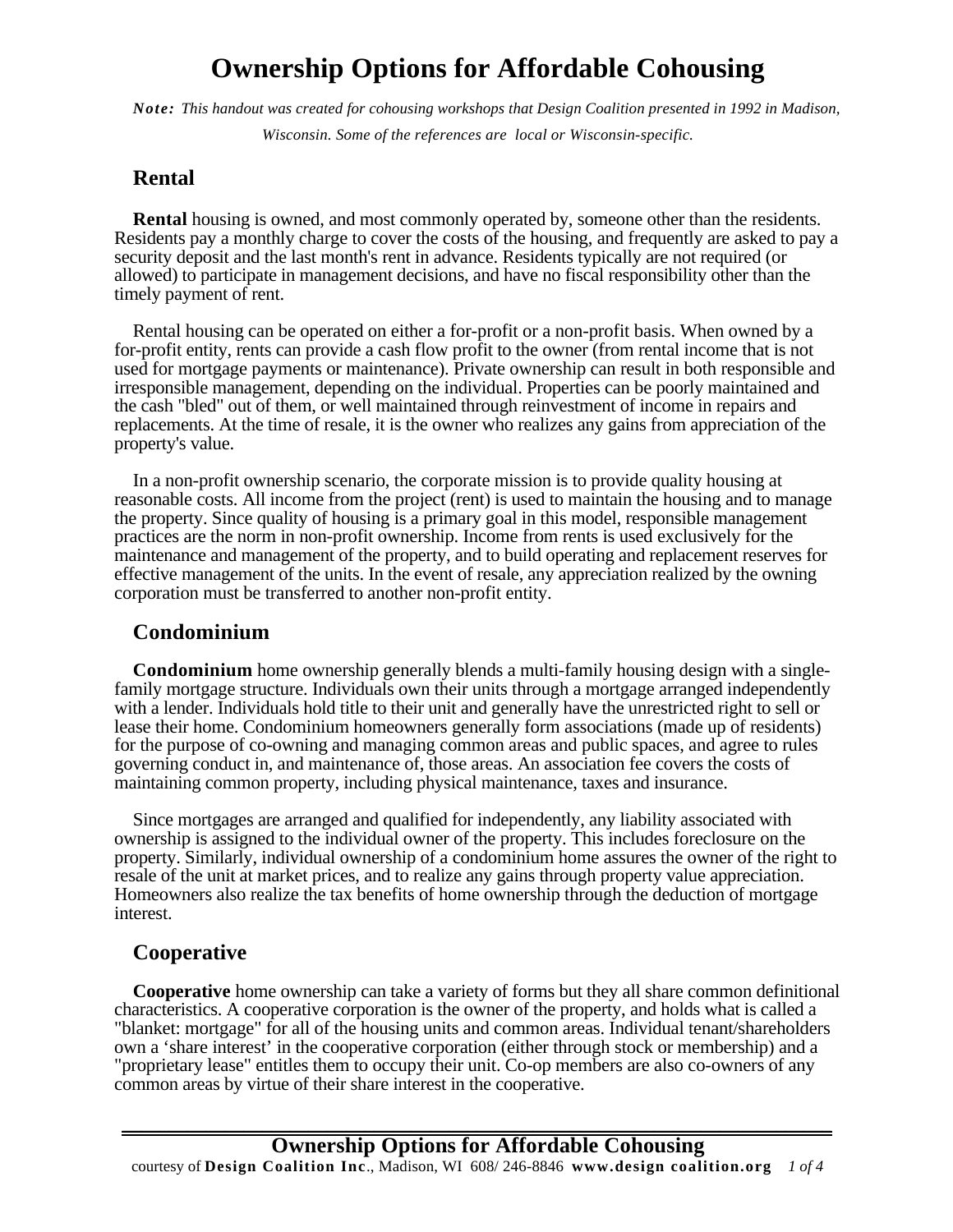# Ownership Options for Affordable Cohousing

***Note:** This handout was created for cohousing workshops that Design Coalition presented in 1992 in Madison, Wisconsin. Some of the references are local or Wisconsin-specific.*

## Rental

**Rental** housing is owned, and most commonly operated by, someone other than the residents. Residents pay a monthly charge to cover the costs of the housing, and frequently are asked to pay a security deposit and the last month's rent in advance. Residents typically are not required (or allowed) to participate in management decisions, and have no fiscal responsibility other than the timely payment of rent.

Rental housing can be operated on either a for-profit or a non-profit basis. When owned by a for-profit entity, rents can provide a cash flow profit to the owner (from rental income that is not used for mortgage payments or maintenance). Private ownership can result in both responsible and irresponsible management, depending on the individual. Properties can be poorly maintained and the cash "bled" out of them, or well maintained through reinvestment of income in repairs and replacements. At the time of resale, it is the owner who realizes any gains from appreciation of the property's value.

In a non-profit ownership scenario, the corporate mission is to provide quality housing at reasonable costs. All income from the project (rent) is used to maintain the housing and to manage the property. Since quality of housing is a primary goal in this model, responsible management practices are the norm in non-profit ownership. Income from rents is used exclusively for the maintenance and management of the property, and to build operating and replacement reserves for effective management of the units. In the event of resale, any appreciation realized by the owning corporation must be transferred to another non-profit entity.

## Condominium

**Condominium** home ownership generally blends a multi-family housing design with a single-family mortgage structure. Individuals own their units through a mortgage arranged independently with a lender. Individuals hold title to their unit and generally have the unrestricted right to sell or lease their home. Condominium homeowners generally form associations (made up of residents) for the purpose of co-owning and managing common areas and public spaces, and agree to rules governing conduct in, and maintenance of, those areas. An association fee covers the costs of maintaining common property, including physical maintenance, taxes and insurance.

Since mortgages are arranged and qualified for independently, any liability associated with ownership is assigned to the individual owner of the property. This includes foreclosure on the property. Similarly, individual ownership of a condominium home assures the owner of the right to resale of the unit at market prices, and to realize any gains through property value appreciation. Homeowners also realize the tax benefits of home ownership through the deduction of mortgage interest.

## Cooperative

**Cooperative** home ownership can take a variety of forms but they all share common definitional characteristics. A cooperative corporation is the owner of the property, and holds what is called a "blanket: mortgage" for all of the housing units and common areas. Individual tenant/shareholders own a 'share interest' in the cooperative corporation (either through stock or membership) and a "proprietary lease" entitles them to occupy their unit. Co-op members are also co-owners of any common areas by virtue of their share interest in the cooperative.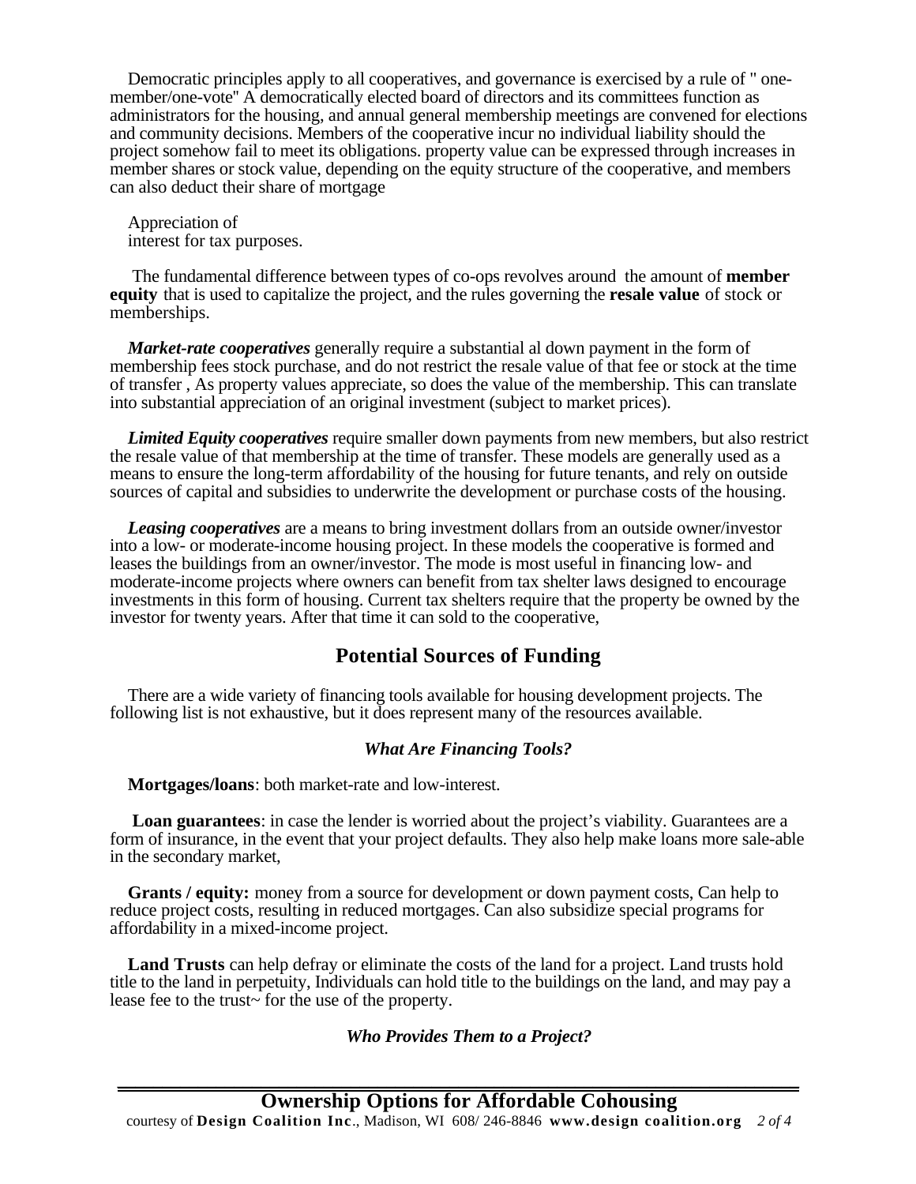Democratic principles apply to all cooperatives, and governance is exercised by a rule of " one-member/one-vote" A democratically elected board of directors and its committees function as administrators for the housing, and annual general membership meetings are convened for elections and community decisions. Members of the cooperative incur no individual liability should the project somehow fail to meet its obligations. property value can be expressed through increases in member shares or stock value, depending on the equity structure of the cooperative, and members can also deduct their share of mortgage

Appreciation of
interest for tax purposes.

The fundamental difference between types of co-ops revolves around the amount of **member equity** that is used to capitalize the project, and the rules governing the **resale value** of stock or memberships.

***Market-rate cooperatives*** generally require a substantial al down payment in the form of membership fees stock purchase, and do not restrict the resale value of that fee or stock at the time of transfer , As property values appreciate, so does the value of the membership. This can translate into substantial appreciation of an original investment (subject to market prices).

***Limited Equity cooperatives*** require smaller down payments from new members, but also restrict the resale value of that membership at the time of transfer. These models are generally used as a means to ensure the long-term affordability of the housing for future tenants, and rely on outside sources of capital and subsidies to underwrite the development or purchase costs of the housing.

***Leasing cooperatives*** are a means to bring investment dollars from an outside owner/investor into a low- or moderate-income housing project. In these models the cooperative is formed and leases the buildings from an owner/investor. The mode is most useful in financing low- and moderate-income projects where owners can benefit from tax shelter laws designed to encourage investments in this form of housing. Current tax shelters require that the property be owned by the investor for twenty years. After that time it can sold to the cooperative,

## Potential Sources of Funding

There are a wide variety of financing tools available for housing development projects. The following list is not exhaustive, but it does represent many of the resources available.

### *What Are Financing Tools?*

**Mortgages/loans**: both market-rate and low-interest.

**Loan guarantees**: in case the lender is worried about the project's viability. Guarantees are a form of insurance, in the event that your project defaults. They also help make loans more sale-able in the secondary market,

**Grants / equity:** money from a source for development or down payment costs, Can help to reduce project costs, resulting in reduced mortgages. Can also subsidize special programs for affordability in a mixed-income project.

**Land Trusts** can help defray or eliminate the costs of the land for a project. Land trusts hold title to the land in perpetuity, Individuals can hold title to the buildings on the land, and may pay a lease fee to the trust~ for the use of the property.

### *Who Provides Them to a Project?*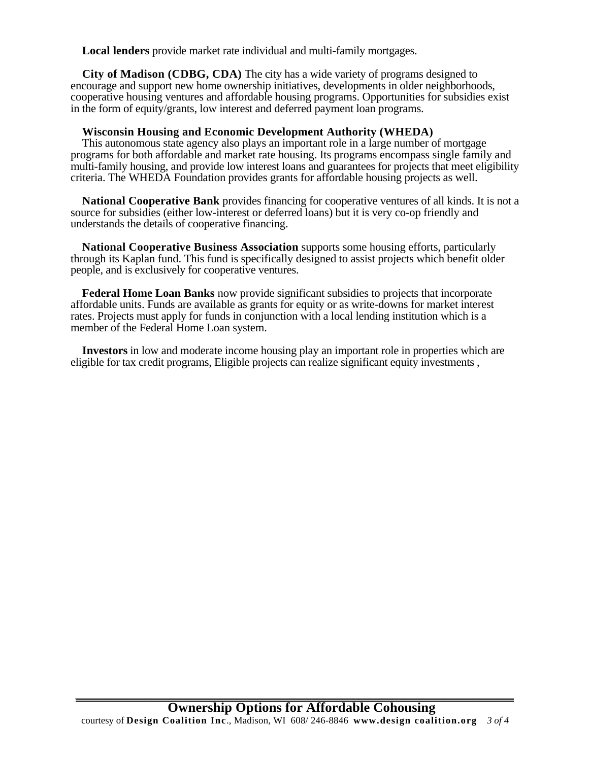**Local lenders** provide market rate individual and multi-family mortgages.

**City of Madison (CDBG, CDA)** The city has a wide variety of programs designed to encourage and support new home ownership initiatives, developments in older neighborhoods, cooperative housing ventures and affordable housing programs. Opportunities for subsidies exist in the form of equity/grants, low interest and deferred payment loan programs.

**Wisconsin Housing and Economic Development Authority (WHEDA)**
This autonomous state agency also plays an important role in a large number of mortgage programs for both affordable and market rate housing. Its programs encompass single family and multi-family housing, and provide low interest loans and guarantees for projects that meet eligibility criteria. The WHEDA Foundation provides grants for affordable housing projects as well.

**National Cooperative Bank** provides financing for cooperative ventures of all kinds. It is not a source for subsidies (either low-interest or deferred loans) but it is very co-op friendly and understands the details of cooperative financing.

**National Cooperative Business Association** supports some housing efforts, particularly through its Kaplan fund. This fund is specifically designed to assist projects which benefit older people, and is exclusively for cooperative ventures.

**Federal Home Loan Banks** now provide significant subsidies to projects that incorporate affordable units. Funds are available as grants for equity or as write-downs for market interest rates. Projects must apply for funds in conjunction with a local lending institution which is a member of the Federal Home Loan system.

**Investors** in low and moderate income housing play an important role in properties which are eligible for tax credit programs, Eligible projects can realize significant equity investments ,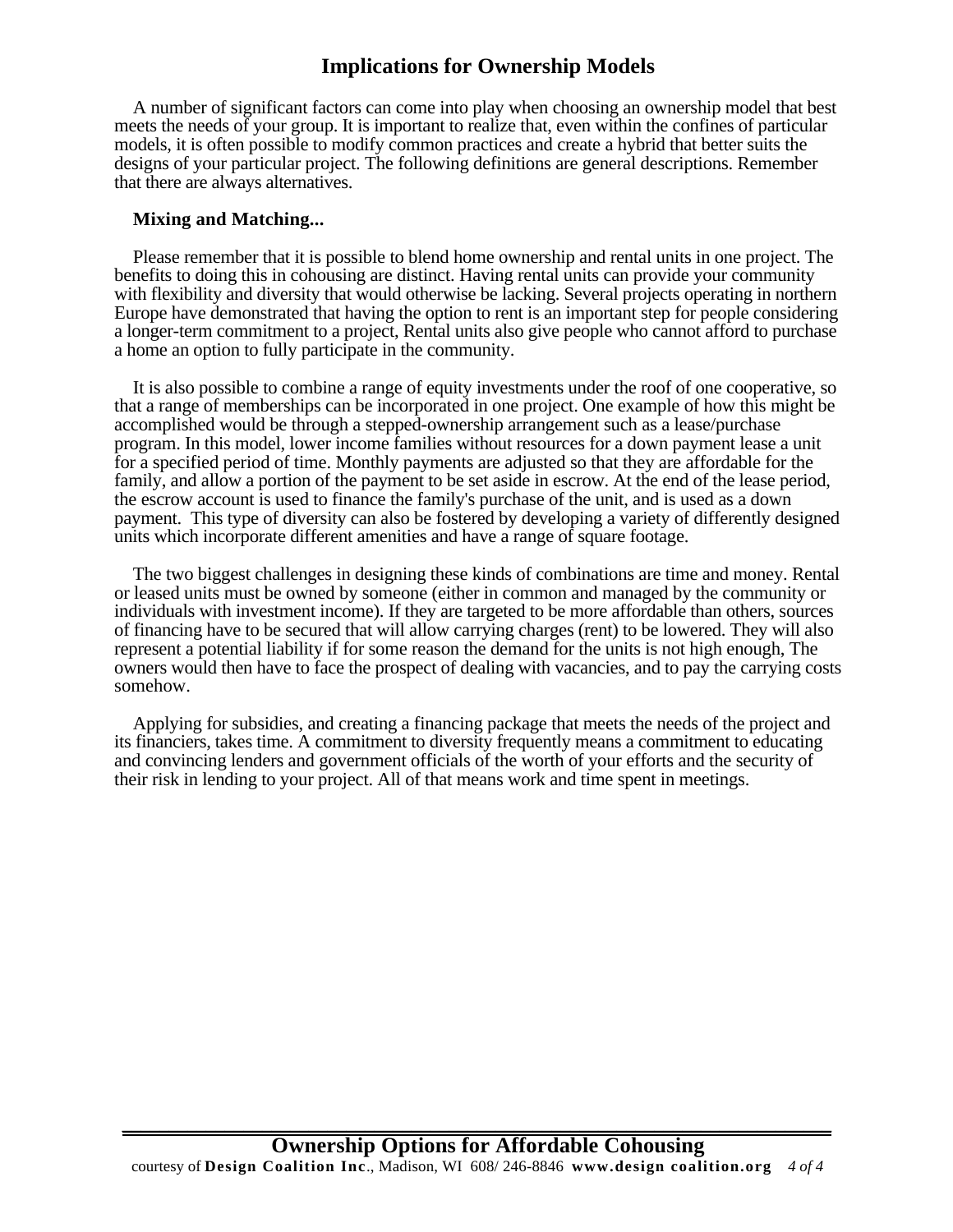## Implications for Ownership Models

A number of significant factors can come into play when choosing an ownership model that best meets the needs of your group. It is important to realize that, even within the confines of particular models, it is often possible to modify common practices and create a hybrid that better suits the designs of your particular project. The following definitions are general descriptions. Remember that there are always alternatives.

### Mixing and Matching...

Please remember that it is possible to blend home ownership and rental units in one project. The benefits to doing this in cohousing are distinct. Having rental units can provide your community with flexibility and diversity that would otherwise be lacking. Several projects operating in northern Europe have demonstrated that having the option to rent is an important step for people considering a longer-term commitment to a project, Rental units also give people who cannot afford to purchase a home an option to fully participate in the community.

It is also possible to combine a range of equity investments under the roof of one cooperative, so that a range of memberships can be incorporated in one project. One example of how this might be accomplished would be through a stepped-ownership arrangement such as a lease/purchase program. In this model, lower income families without resources for a down payment lease a unit for a specified period of time. Monthly payments are adjusted so that they are affordable for the family, and allow a portion of the payment to be set aside in escrow. At the end of the lease period, the escrow account is used to finance the family's purchase of the unit, and is used as a down payment. This type of diversity can also be fostered by developing a variety of differently designed units which incorporate different amenities and have a range of square footage.

The two biggest challenges in designing these kinds of combinations are time and money. Rental or leased units must be owned by someone (either in common and managed by the community or individuals with investment income). If they are targeted to be more affordable than others, sources of financing have to be secured that will allow carrying charges (rent) to be lowered. They will also represent a potential liability if for some reason the demand for the units is not high enough, The owners would then have to face the prospect of dealing with vacancies, and to pay the carrying costs somehow.

Applying for subsidies, and creating a financing package that meets the needs of the project and its financiers, takes time. A commitment to diversity frequently means a commitment to educating and convincing lenders and government officials of the worth of your efforts and the security of their risk in lending to your project. All of that means work and time spent in meetings.